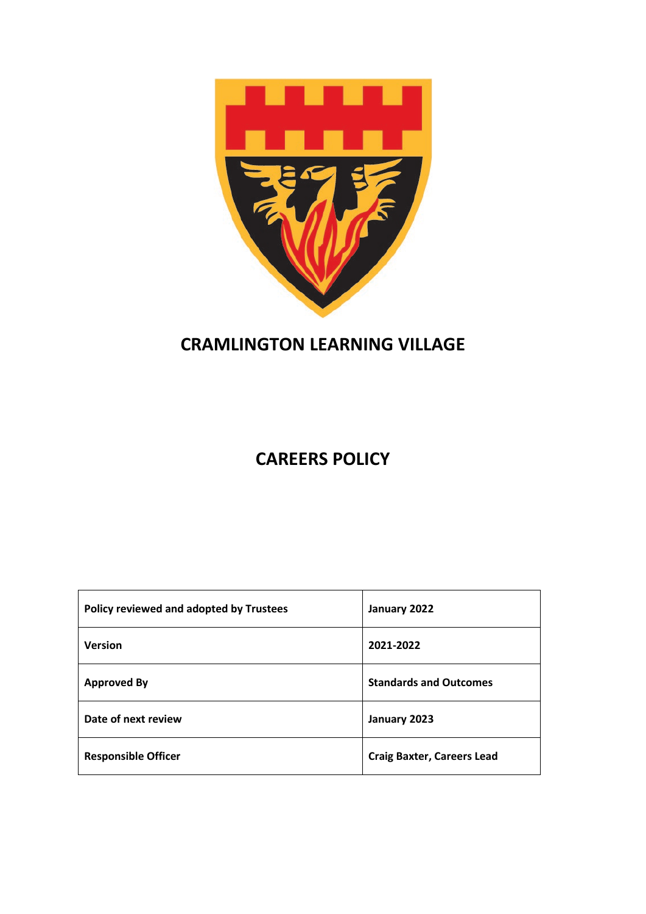# CRAMLINGTON LEARNING VILLAGE

# CAREERS POLICY

| Policy reviewed and adopted by Trustees | January 2022 |
|---|---|
| Version | 2021-2022 |
| Approved By | Standards and Outcomes |
| Date of next review | January 2023 |
| Responsible Officer | Craig Baxter, Careers Lead |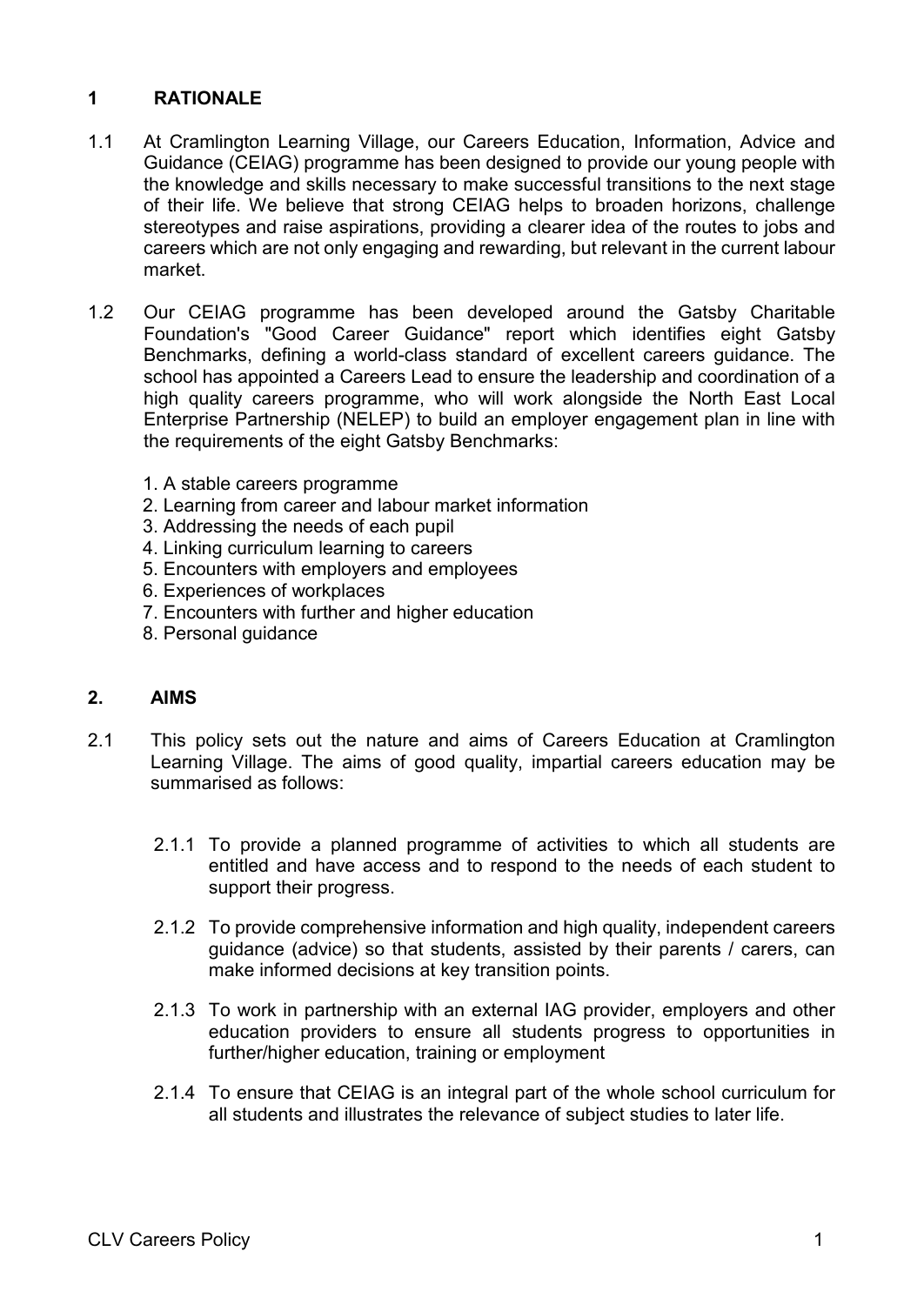## 1 RATIONALE

1.1 At Cramlington Learning Village, our Careers Education, Information, Advice and Guidance (CEIAG) programme has been designed to provide our young people with the knowledge and skills necessary to make successful transitions to the next stage of their life. We believe that strong CEIAG helps to broaden horizons, challenge stereotypes and raise aspirations, providing a clearer idea of the routes to jobs and careers which are not only engaging and rewarding, but relevant in the current labour market.

1.2 Our CEIAG programme has been developed around the Gatsby Charitable Foundation's "Good Career Guidance" report which identifies eight Gatsby Benchmarks, defining a world-class standard of excellent careers guidance. The school has appointed a Careers Lead to ensure the leadership and coordination of a high quality careers programme, who will work alongside the North East Local Enterprise Partnership (NELEP) to build an employer engagement plan in line with the requirements of the eight Gatsby Benchmarks:

1. A stable careers programme
2. Learning from career and labour market information
3. Addressing the needs of each pupil
4. Linking curriculum learning to careers
5. Encounters with employers and employees
6. Experiences of workplaces
7. Encounters with further and higher education
8. Personal guidance

## 2. AIMS

2.1 This policy sets out the nature and aims of Careers Education at Cramlington Learning Village. The aims of good quality, impartial careers education may be summarised as follows:

2.1.1 To provide a planned programme of activities to which all students are entitled and have access and to respond to the needs of each student to support their progress.

2.1.2 To provide comprehensive information and high quality, independent careers guidance (advice) so that students, assisted by their parents / carers, can make informed decisions at key transition points.

2.1.3 To work in partnership with an external IAG provider, employers and other education providers to ensure all students progress to opportunities in further/higher education, training or employment

2.1.4 To ensure that CEIAG is an integral part of the whole school curriculum for all students and illustrates the relevance of subject studies to later life.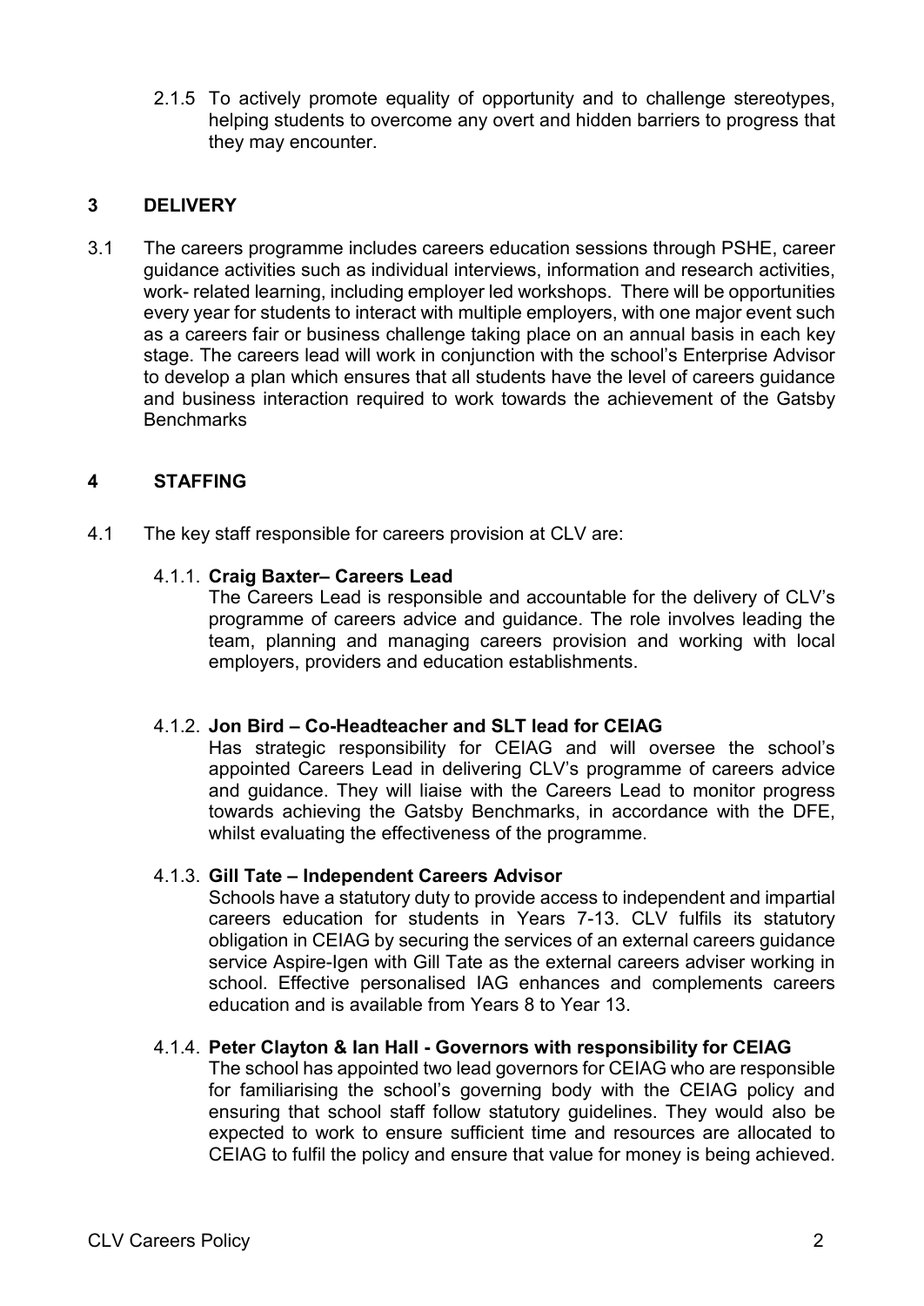2.1.5 To actively promote equality of opportunity and to challenge stereotypes, helping students to overcome any overt and hidden barriers to progress that they may encounter.

## 3 DELIVERY

3.1 The careers programme includes careers education sessions through PSHE, career guidance activities such as individual interviews, information and research activities, work- related learning, including employer led workshops. There will be opportunities every year for students to interact with multiple employers, with one major event such as a careers fair or business challenge taking place on an annual basis in each key stage. The careers lead will work in conjunction with the school's Enterprise Advisor to develop a plan which ensures that all students have the level of careers guidance and business interaction required to work towards the achievement of the Gatsby Benchmarks

## 4 STAFFING

4.1 The key staff responsible for careers provision at CLV are:

4.1.1. **Craig Baxter– Careers Lead**

The Careers Lead is responsible and accountable for the delivery of CLV's programme of careers advice and guidance. The role involves leading the team, planning and managing careers provision and working with local employers, providers and education establishments.

4.1.2. **Jon Bird – Co-Headteacher and SLT lead for CEIAG**

Has strategic responsibility for CEIAG and will oversee the school's appointed Careers Lead in delivering CLV's programme of careers advice and guidance. They will liaise with the Careers Lead to monitor progress towards achieving the Gatsby Benchmarks, in accordance with the DFE, whilst evaluating the effectiveness of the programme.

4.1.3. **Gill Tate – Independent Careers Advisor**

Schools have a statutory duty to provide access to independent and impartial careers education for students in Years 7-13. CLV fulfils its statutory obligation in CEIAG by securing the services of an external careers guidance service Aspire-Igen with Gill Tate as the external careers adviser working in school. Effective personalised IAG enhances and complements careers education and is available from Years 8 to Year 13.

4.1.4. **Peter Clayton & Ian Hall - Governors with responsibility for CEIAG**

The school has appointed two lead governors for CEIAG who are responsible for familiarising the school's governing body with the CEIAG policy and ensuring that school staff follow statutory guidelines. They would also be expected to work to ensure sufficient time and resources are allocated to CEIAG to fulfil the policy and ensure that value for money is being achieved.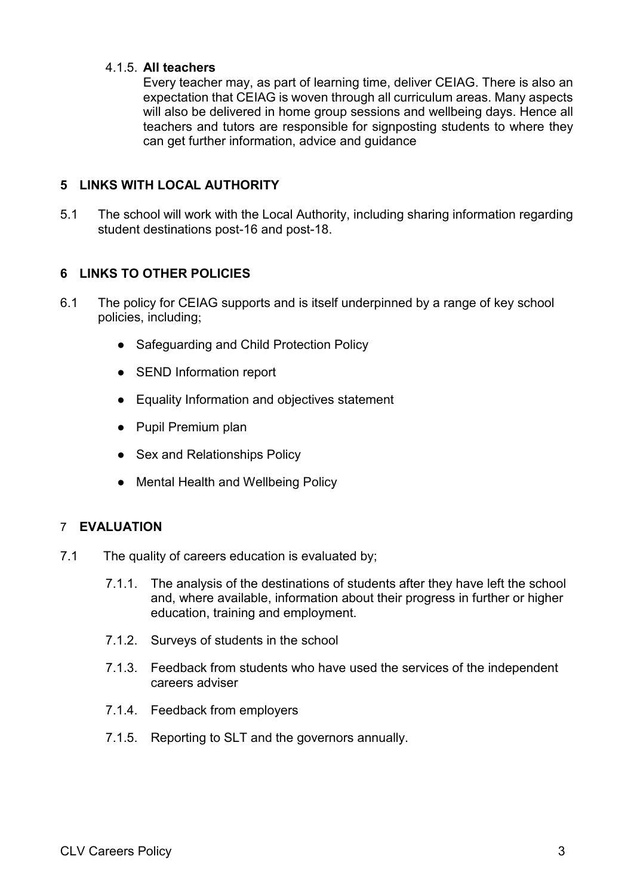4.1.5. **All teachers**

Every teacher may, as part of learning time, deliver CEIAG. There is also an expectation that CEIAG is woven through all curriculum areas. Many aspects will also be delivered in home group sessions and wellbeing days. Hence all teachers and tutors are responsible for signposting students to where they can get further information, advice and guidance

## 5 LINKS WITH LOCAL AUTHORITY

5.1 The school will work with the Local Authority, including sharing information regarding student destinations post-16 and post-18.

## 6 LINKS TO OTHER POLICIES

6.1 The policy for CEIAG supports and is itself underpinned by a range of key school policies, including;

- Safeguarding and Child Protection Policy
- SEND Information report
- Equality Information and objectives statement
- Pupil Premium plan
- Sex and Relationships Policy
- Mental Health and Wellbeing Policy

## 7 EVALUATION

7.1 The quality of careers education is evaluated by;

7.1.1. The analysis of the destinations of students after they have left the school and, where available, information about their progress in further or higher education, training and employment.

7.1.2. Surveys of students in the school

7.1.3. Feedback from students who have used the services of the independent careers adviser

7.1.4. Feedback from employers

7.1.5. Reporting to SLT and the governors annually.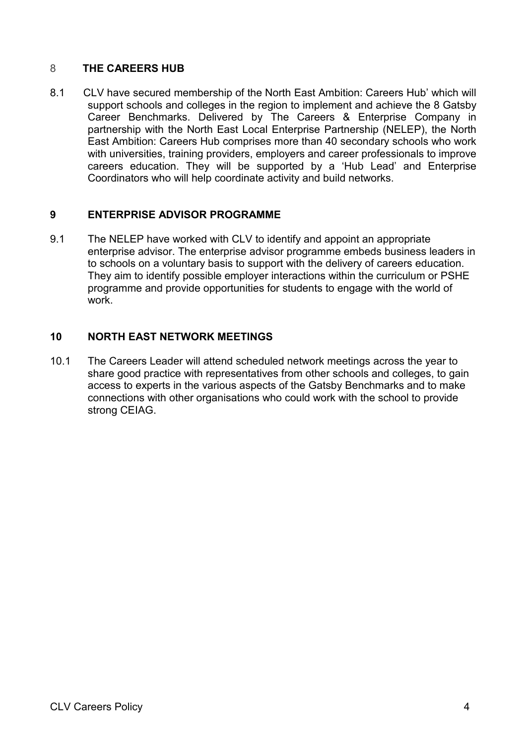## 8 THE CAREERS HUB

8.1 CLV have secured membership of the North East Ambition: Careers Hub' which will support schools and colleges in the region to implement and achieve the 8 Gatsby Career Benchmarks. Delivered by The Careers & Enterprise Company in partnership with the North East Local Enterprise Partnership (NELEP), the North East Ambition: Careers Hub comprises more than 40 secondary schools who work with universities, training providers, employers and career professionals to improve careers education. They will be supported by a 'Hub Lead' and Enterprise Coordinators who will help coordinate activity and build networks.

## 9 ENTERPRISE ADVISOR PROGRAMME

9.1 The NELEP have worked with CLV to identify and appoint an appropriate enterprise advisor. The enterprise advisor programme embeds business leaders in to schools on a voluntary basis to support with the delivery of careers education. They aim to identify possible employer interactions within the curriculum or PSHE programme and provide opportunities for students to engage with the world of work.

## 10 NORTH EAST NETWORK MEETINGS

10.1 The Careers Leader will attend scheduled network meetings across the year to share good practice with representatives from other schools and colleges, to gain access to experts in the various aspects of the Gatsby Benchmarks and to make connections with other organisations who could work with the school to provide strong CEIAG.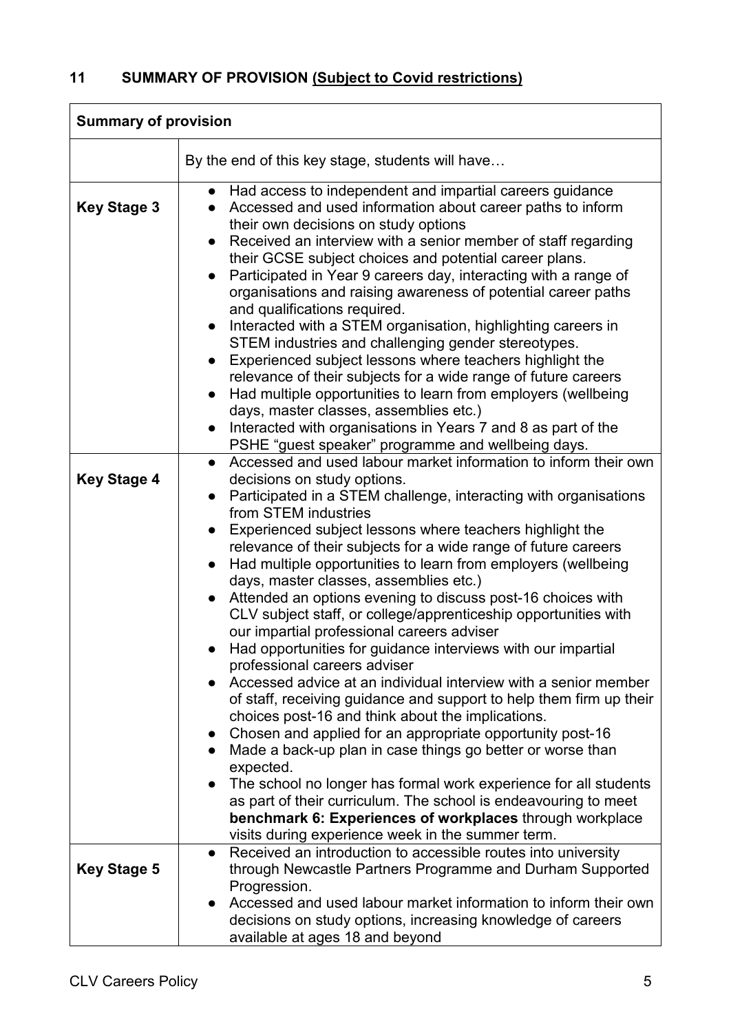## 11 SUMMARY OF PROVISION <u>(Subject to Covid restrictions)</u>

| **Summary of provision** | |
|---|---|
| | By the end of this key stage, students will have… |
| **Key Stage 3** | ● Had access to independent and impartial careers guidance<br>● Accessed and used information about career paths to inform their own decisions on study options<br>● Received an interview with a senior member of staff regarding their GCSE subject choices and potential career plans.<br>● Participated in Year 9 careers day, interacting with a range of organisations and raising awareness of potential career paths and qualifications required.<br>● Interacted with a STEM organisation, highlighting careers in STEM industries and challenging gender stereotypes.<br>● Experienced subject lessons where teachers highlight the relevance of their subjects for a wide range of future careers<br>● Had multiple opportunities to learn from employers (wellbeing days, master classes, assemblies etc.)<br>● Interacted with organisations in Years 7 and 8 as part of the PSHE "guest speaker" programme and wellbeing days. |
| **Key Stage 4** | ● Accessed and used labour market information to inform their own decisions on study options.<br>● Participated in a STEM challenge, interacting with organisations from STEM industries<br>● Experienced subject lessons where teachers highlight the relevance of their subjects for a wide range of future careers<br>● Had multiple opportunities to learn from employers (wellbeing days, master classes, assemblies etc.)<br>● Attended an options evening to discuss post-16 choices with CLV subject staff, or college/apprenticeship opportunities with our impartial professional careers adviser<br>● Had opportunities for guidance interviews with our impartial professional careers adviser<br>● Accessed advice at an individual interview with a senior member of staff, receiving guidance and support to help them firm up their choices post-16 and think about the implications.<br>● Chosen and applied for an appropriate opportunity post-16<br>● Made a back-up plan in case things go better or worse than expected.<br>● The school no longer has formal work experience for all students as part of their curriculum. The school is endeavouring to meet **benchmark 6: Experiences of workplaces** through workplace visits during experience week in the summer term. |
| **Key Stage 5** | ● Received an introduction to accessible routes into university through Newcastle Partners Programme and Durham Supported Progression.<br>● Accessed and used labour market information to inform their own decisions on study options, increasing knowledge of careers available at ages 18 and beyond |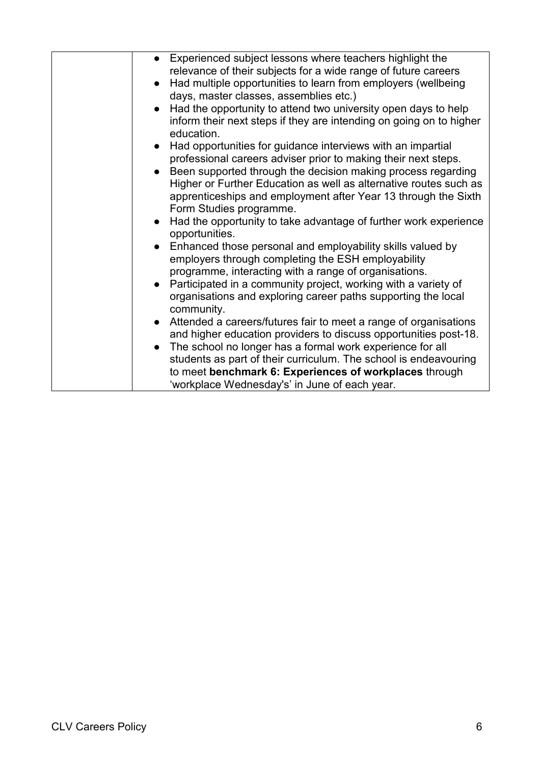| | |
|---|---|
| | • Experienced subject lessons where teachers highlight the relevance of their subjects for a wide range of future careers<br>• Had multiple opportunities to learn from employers (wellbeing days, master classes, assemblies etc.)<br>• Had the opportunity to attend two university open days to help inform their next steps if they are intending on going on to higher education.<br>• Had opportunities for guidance interviews with an impartial professional careers adviser prior to making their next steps.<br>• Been supported through the decision making process regarding Higher or Further Education as well as alternative routes such as apprenticeships and employment after Year 13 through the Sixth Form Studies programme.<br>• Had the opportunity to take advantage of further work experience opportunities.<br>• Enhanced those personal and employability skills valued by employers through completing the ESH employability programme, interacting with a range of organisations.<br>• Participated in a community project, working with a variety of organisations and exploring career paths supporting the local community.<br>• Attended a careers/futures fair to meet a range of organisations and higher education providers to discuss opportunities post-18.<br>• The school no longer has a formal work experience for all students as part of their curriculum. The school is endeavouring to meet **benchmark 6: Experiences of workplaces** through 'workplace Wednesday's' in June of each year. |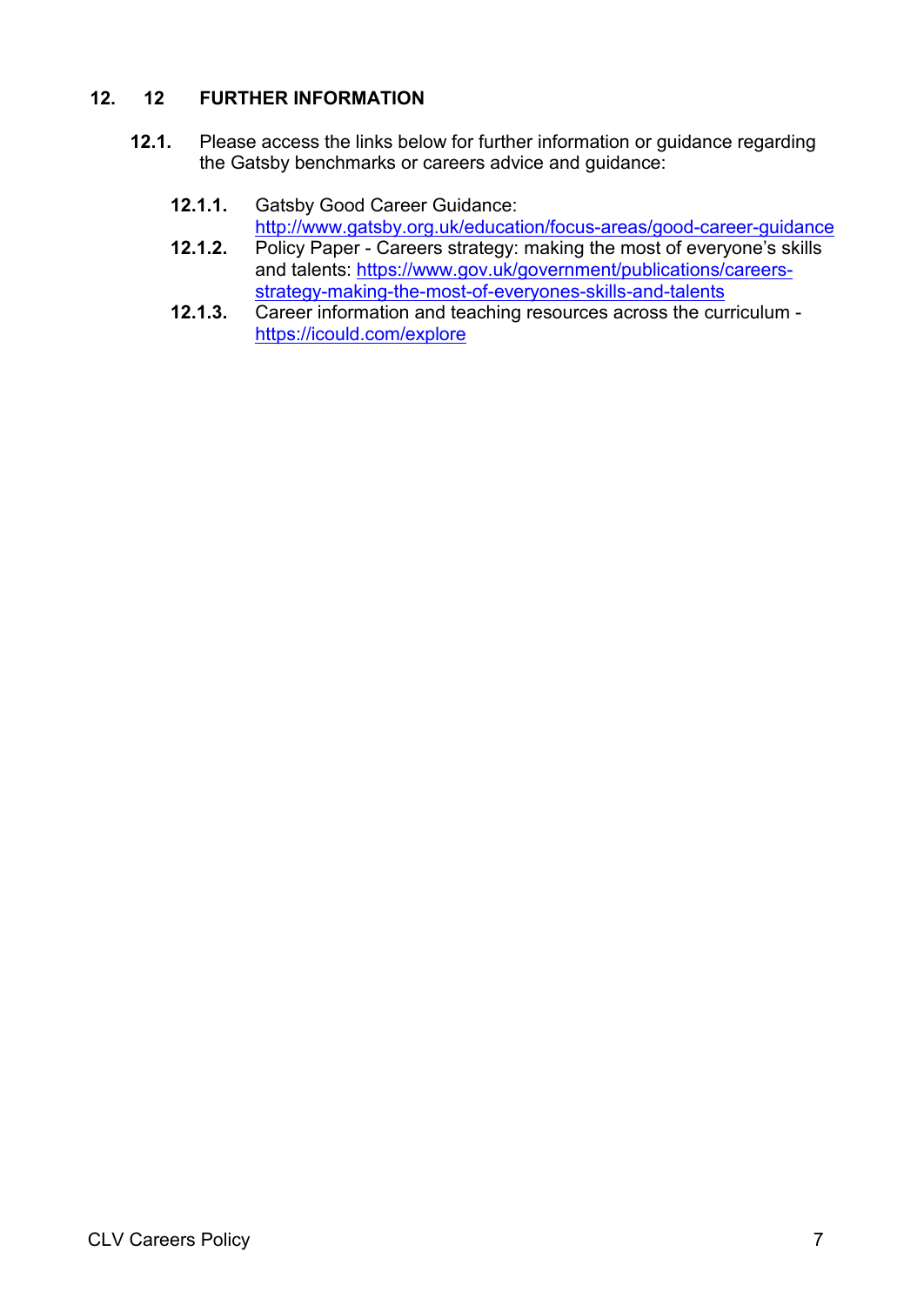## 12. 12 FURTHER INFORMATION

**12.1.** Please access the links below for further information or guidance regarding the Gatsby benchmarks or careers advice and guidance:

**12.1.1.** Gatsby Good Career Guidance: http://www.gatsby.org.uk/education/focus-areas/good-career-guidance

**12.1.2.** Policy Paper - Careers strategy: making the most of everyone's skills and talents: https://www.gov.uk/government/publications/careers-strategy-making-the-most-of-everyones-skills-and-talents

**12.1.3.** Career information and teaching resources across the curriculum - https://icould.com/explore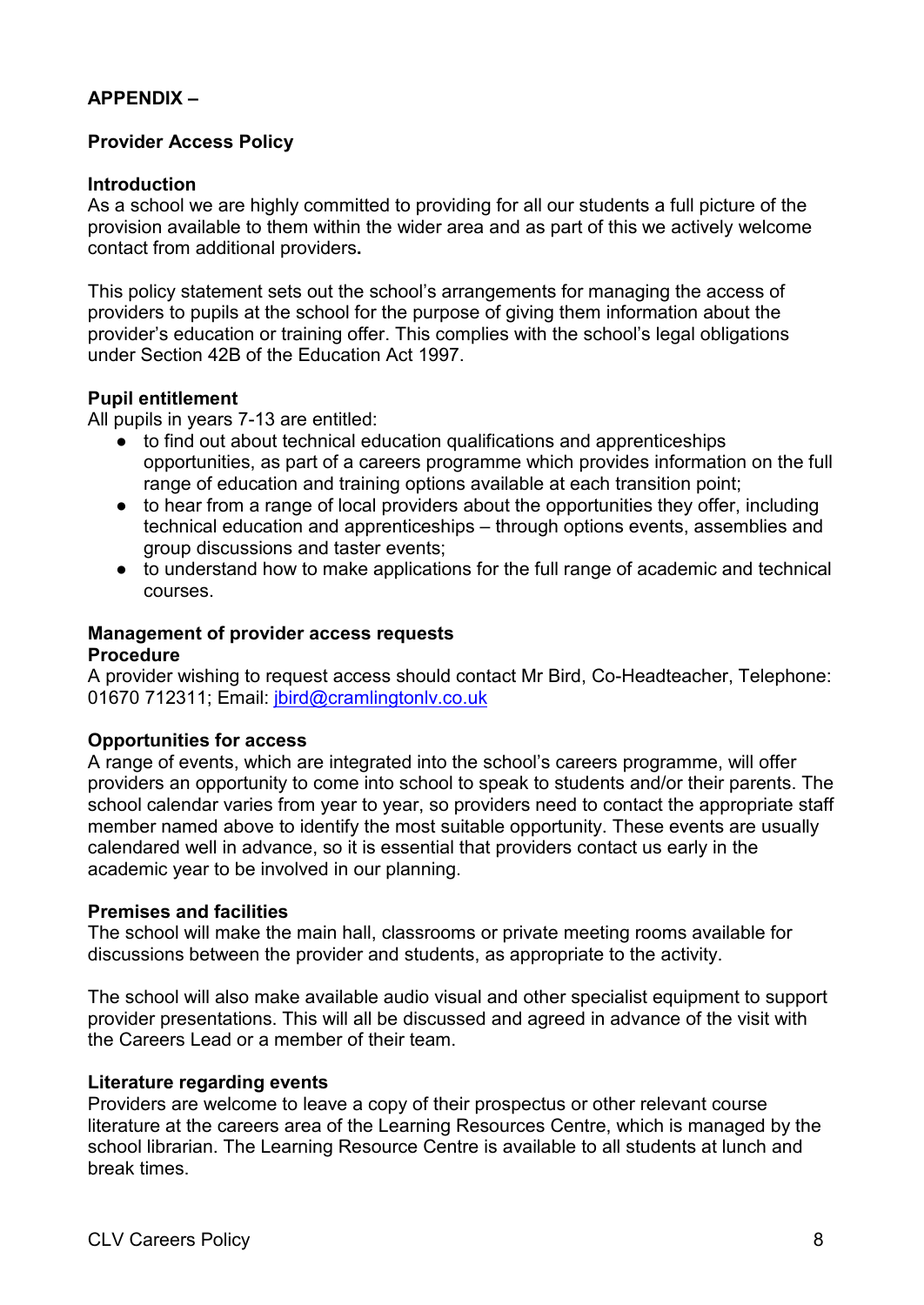## APPENDIX –

### Provider Access Policy

**Introduction**

As a school we are highly committed to providing for all our students a full picture of the provision available to them within the wider area and as part of this we actively welcome contact from additional providers**.**

This policy statement sets out the school's arrangements for managing the access of providers to pupils at the school for the purpose of giving them information about the provider's education or training offer. This complies with the school's legal obligations under Section 42B of the Education Act 1997.

**Pupil entitlement**

All pupils in years 7-13 are entitled:

- to find out about technical education qualifications and apprenticeships opportunities, as part of a careers programme which provides information on the full range of education and training options available at each transition point;
- to hear from a range of local providers about the opportunities they offer, including technical education and apprenticeships – through options events, assemblies and group discussions and taster events;
- to understand how to make applications for the full range of academic and technical courses.

**Management of provider access requests**

**Procedure**

A provider wishing to request access should contact Mr Bird, Co-Headteacher, Telephone: 01670 712311; Email: jbird@cramlingtonlv.co.uk

**Opportunities for access**

A range of events, which are integrated into the school's careers programme, will offer providers an opportunity to come into school to speak to students and/or their parents. The school calendar varies from year to year, so providers need to contact the appropriate staff member named above to identify the most suitable opportunity. These events are usually calendared well in advance, so it is essential that providers contact us early in the academic year to be involved in our planning.

**Premises and facilities**

The school will make the main hall, classrooms or private meeting rooms available for discussions between the provider and students, as appropriate to the activity.

The school will also make available audio visual and other specialist equipment to support provider presentations. This will all be discussed and agreed in advance of the visit with the Careers Lead or a member of their team.

**Literature regarding events**

Providers are welcome to leave a copy of their prospectus or other relevant course literature at the careers area of the Learning Resources Centre, which is managed by the school librarian. The Learning Resource Centre is available to all students at lunch and break times.